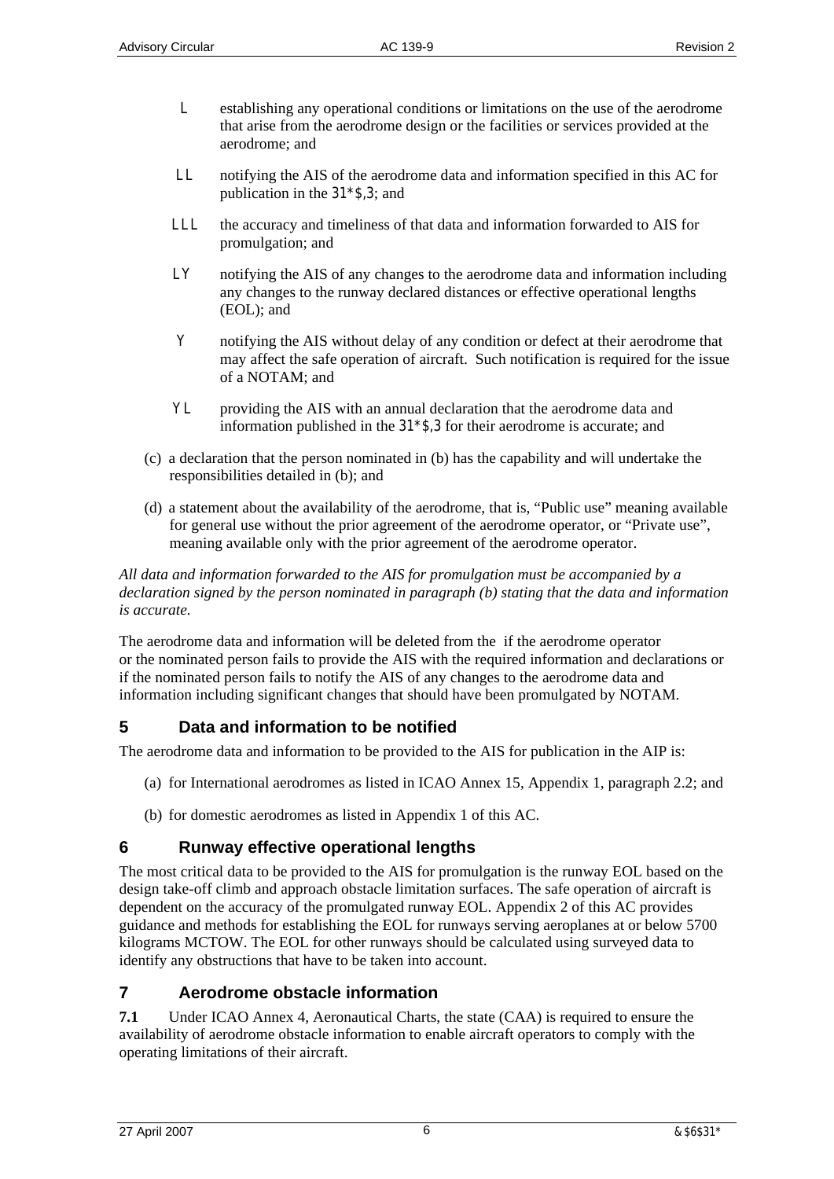- (i) establishing any operational conditions or limitations on the use of the aerodrome that arise from the aerodrome design or the facilities or services provided at the aerodrome; and
- (ii) notifying the AIS of the aerodrome data and information specified in this AC for publication in the AIP; and
- (iii) the accuracy and timeliness of that data and information forwarded to AIS for promulgation; and
- (iv) notifying the AIS of any changes to the aerodrome data and information including any changes to the runway declared distances or effective operational lengths (EOL); and
- (v) notifying the AIS without delay of any condition or defect at their aerodrome that may affect the safe operation of aircraft. Such notification is required for the issue of a NOTAM; and
- (vi) providing the AIS with an annual declaration that the aerodrome data and information published in the AIP for their aerodrome is accurate; and

(c) a declaration that the person nominated in (b) has the capability and will undertake the responsibilities detailed in (b); and

(d) a statement about the availability of the aerodrome, that is, “Public use” meaning available for general use without the prior agreement of the aerodrome operator, or “Private use”, meaning available only with the prior agreement of the aerodrome operator.

*All data and information forwarded to the AIS for promulgation must be accompanied by a declaration signed by the person nominated in paragraph (b) stating that the data and information is accurate.*

The aerodrome data and information will be deleted from the  if the aerodrome operator or the nominated person fails to provide the AIS with the required information and declarations or if the nominated person fails to notify the AIS of any changes to the aerodrome data and information including significant changes that should have been promulgated by NOTAM.

## 5 Data and information to be notified

The aerodrome data and information to be provided to the AIS for publication in the AIP is:

(a) for International aerodromes as listed in ICAO Annex 15, Appendix 1, paragraph 2.2; and

(b) for domestic aerodromes as listed in Appendix 1 of this AC.

## 6 Runway effective operational lengths

The most critical data to be provided to the AIS for promulgation is the runway EOL based on the design take-off climb and approach obstacle limitation surfaces. The safe operation of aircraft is dependent on the accuracy of the promulgated runway EOL. Appendix 2 of this AC provides guidance and methods for establishing the EOL for runways serving aeroplanes at or below 5700 kilograms MCTOW. The EOL for other runways should be calculated using surveyed data to identify any obstructions that have to be taken into account.

## 7 Aerodrome obstacle information

**7.1** Under ICAO Annex 4, Aeronautical Charts, the state (CAA) is required to ensure the availability of aerodrome obstacle information to enable aircraft operators to comply with the operating limitations of their aircraft.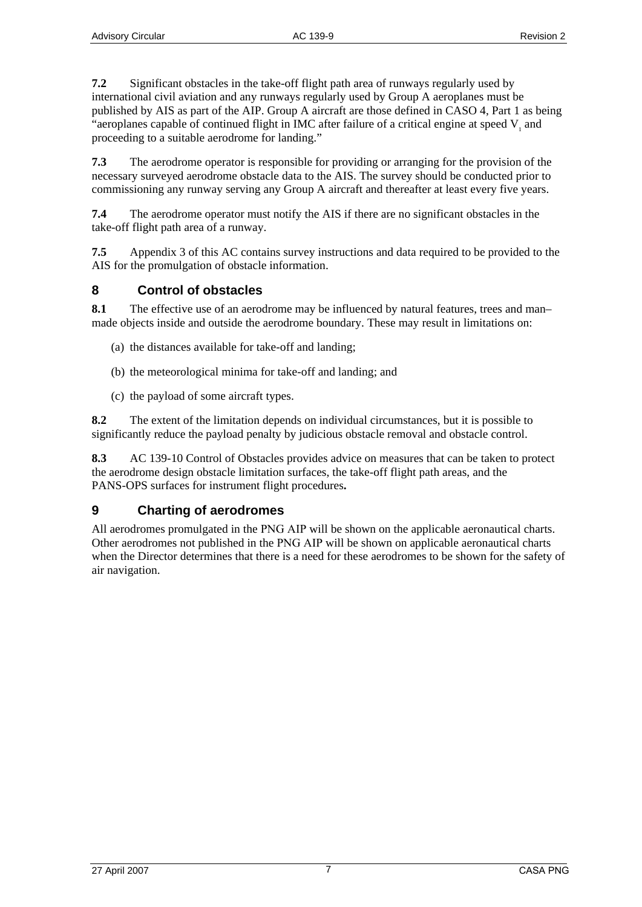**7.2** Significant obstacles in the take-off flight path area of runways regularly used by international civil aviation and any runways regularly used by Group A aeroplanes must be published by AIS as part of the AIP. Group A aircraft are those defined in CASO 4, Part 1 as being "aeroplanes capable of continued flight in IMC after failure of a critical engine at speed $V_1$ and proceeding to a suitable aerodrome for landing."

**7.3** The aerodrome operator is responsible for providing or arranging for the provision of the necessary surveyed aerodrome obstacle data to the AIS. The survey should be conducted prior to commissioning any runway serving any Group A aircraft and thereafter at least every five years.

**7.4** The aerodrome operator must notify the AIS if there are no significant obstacles in the take-off flight path area of a runway.

**7.5** Appendix 3 of this AC contains survey instructions and data required to be provided to the AIS for the promulgation of obstacle information.

## 8 Control of obstacles

**8.1** The effective use of an aerodrome may be influenced by natural features, trees and man–made objects inside and outside the aerodrome boundary. These may result in limitations on:

(a) the distances available for take-off and landing;

(b) the meteorological minima for take-off and landing; and

(c) the payload of some aircraft types.

**8.2** The extent of the limitation depends on individual circumstances, but it is possible to significantly reduce the payload penalty by judicious obstacle removal and obstacle control.

**8.3** AC 139-10 Control of Obstacles provides advice on measures that can be taken to protect the aerodrome design obstacle limitation surfaces, the take-off flight path areas, and the PANS-OPS surfaces for instrument flight procedures**.**

## 9 Charting of aerodromes

All aerodromes promulgated in the PNG AIP will be shown on the applicable aeronautical charts. Other aerodromes not published in the PNG AIP will be shown on applicable aeronautical charts when the Director determines that there is a need for these aerodromes to be shown for the safety of air navigation.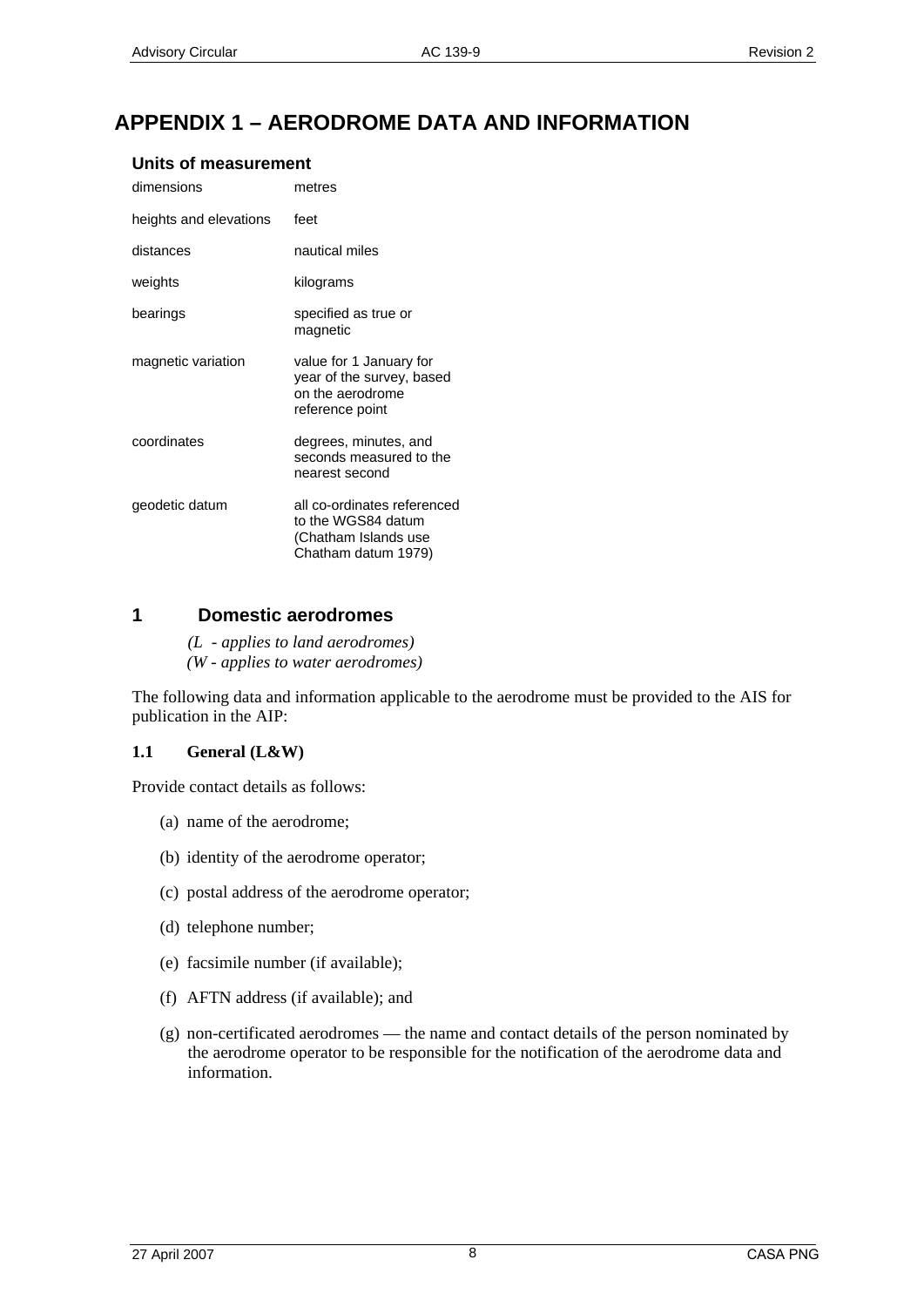# APPENDIX 1 – AERODROME DATA AND INFORMATION

### Units of measurement

| | |
|---|---|
| dimensions | metres |
| heights and elevations | feet |
| distances | nautical miles |
| weights | kilograms |
| bearings | specified as true or magnetic |
| magnetic variation | value for 1 January for year of the survey, based on the aerodrome reference point |
| coordinates | degrees, minutes, and seconds measured to the nearest second |
| geodetic datum | all co-ordinates referenced to the WGS84 datum (Chatham Islands use Chatham datum 1979) |

## 1 Domestic aerodromes

*(L - applies to land aerodromes)*
*(W - applies to water aerodromes)*

The following data and information applicable to the aerodrome must be provided to the AIS for publication in the AIP:

### 1.1 General (L&W)

Provide contact details as follows:

(a) name of the aerodrome;

(b) identity of the aerodrome operator;

(c) postal address of the aerodrome operator;

(d) telephone number;

(e) facsimile number (if available);

(f) AFTN address (if available); and

(g) non-certificated aerodromes — the name and contact details of the person nominated by the aerodrome operator to be responsible for the notification of the aerodrome data and information.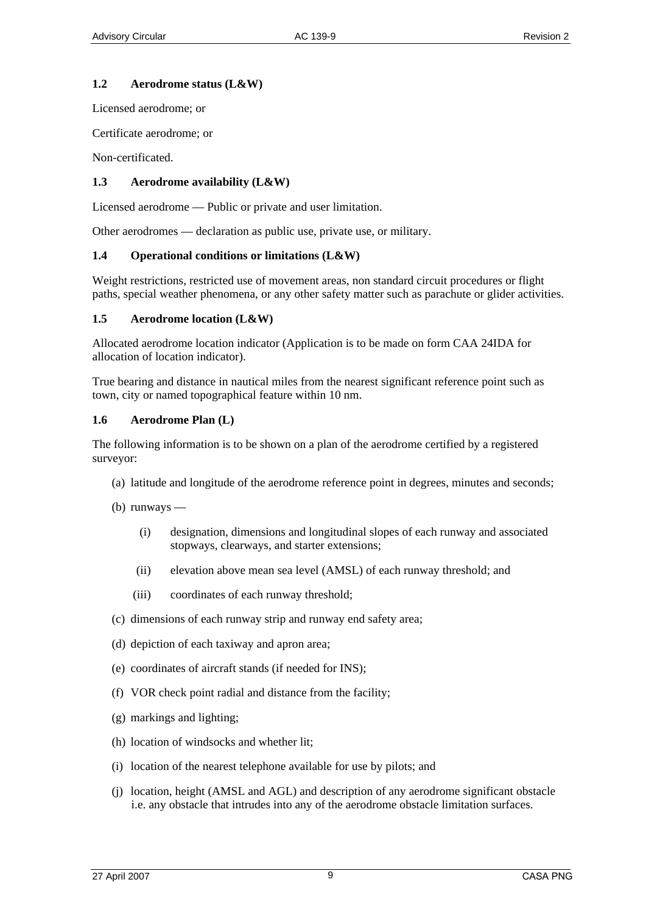### 1.2 Aerodrome status (L&W)

Licensed aerodrome; or

Certificate aerodrome; or

Non-certificated.

### 1.3 Aerodrome availability (L&W)

Licensed aerodrome — Public or private and user limitation.

Other aerodromes — declaration as public use, private use, or military.

### 1.4 Operational conditions or limitations (L&W)

Weight restrictions, restricted use of movement areas, non standard circuit procedures or flight paths, special weather phenomena, or any other safety matter such as parachute or glider activities.

### 1.5 Aerodrome location (L&W)

Allocated aerodrome location indicator (Application is to be made on form CAA 24IDA for allocation of location indicator).

True bearing and distance in nautical miles from the nearest significant reference point such as town, city or named topographical feature within 10 nm.

### 1.6 Aerodrome Plan (L)

The following information is to be shown on a plan of the aerodrome certified by a registered surveyor:

(a) latitude and longitude of the aerodrome reference point in degrees, minutes and seconds;

(b) runways —

  (i) designation, dimensions and longitudinal slopes of each runway and associated stopways, clearways, and starter extensions;

  (ii) elevation above mean sea level (AMSL) of each runway threshold; and

  (iii) coordinates of each runway threshold;

(c) dimensions of each runway strip and runway end safety area;

(d) depiction of each taxiway and apron area;

(e) coordinates of aircraft stands (if needed for INS);

(f) VOR check point radial and distance from the facility;

(g) markings and lighting;

(h) location of windsocks and whether lit;

(i) location of the nearest telephone available for use by pilots; and

(j) location, height (AMSL and AGL) and description of any aerodrome significant obstacle i.e. any obstacle that intrudes into any of the aerodrome obstacle limitation surfaces.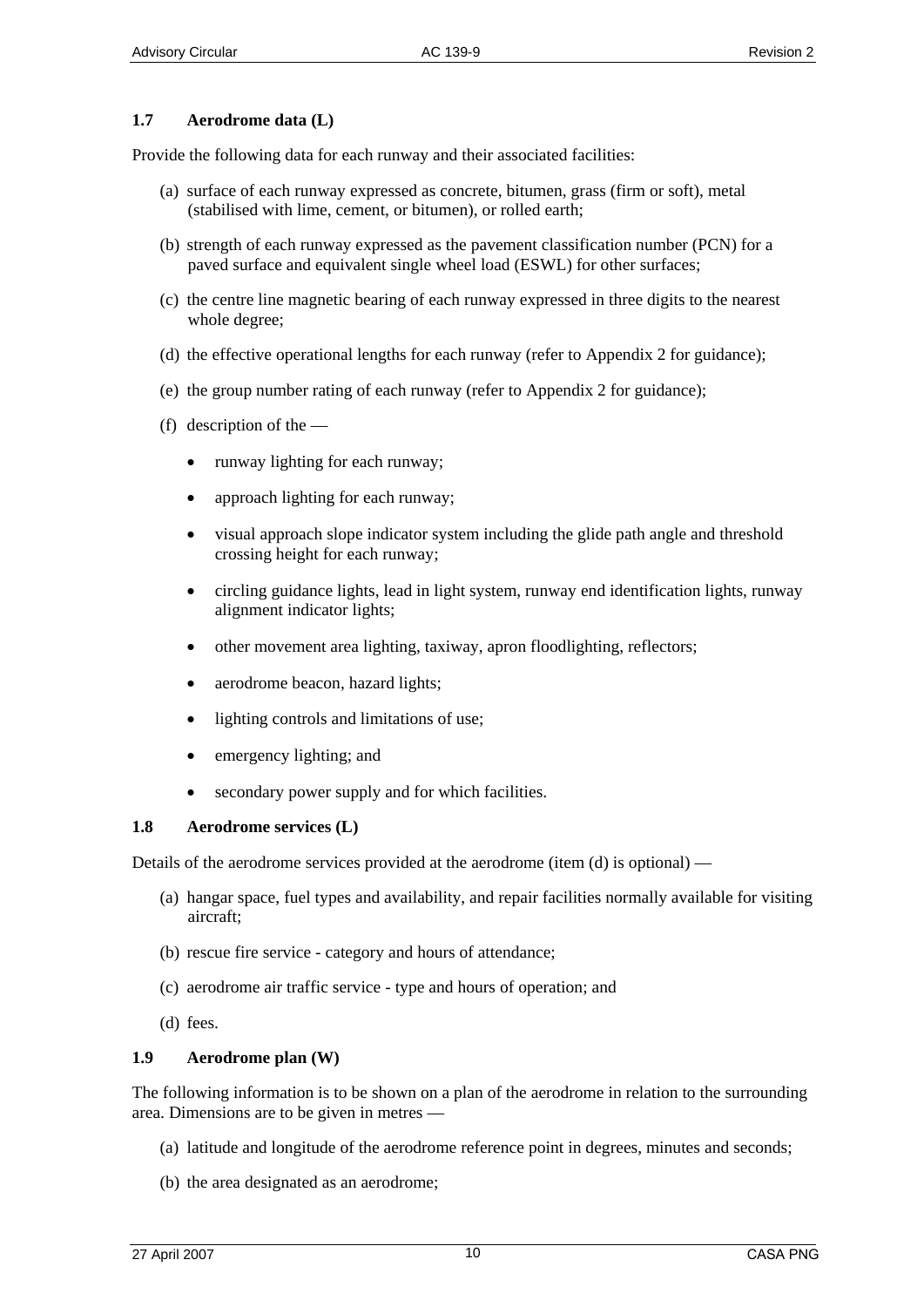### 1.7 Aerodrome data (L)

Provide the following data for each runway and their associated facilities:

(a) surface of each runway expressed as concrete, bitumen, grass (firm or soft), metal (stabilised with lime, cement, or bitumen), or rolled earth;

(b) strength of each runway expressed as the pavement classification number (PCN) for a paved surface and equivalent single wheel load (ESWL) for other surfaces;

(c) the centre line magnetic bearing of each runway expressed in three digits to the nearest whole degree;

(d) the effective operational lengths for each runway (refer to Appendix 2 for guidance);

(e) the group number rating of each runway (refer to Appendix 2 for guidance);

(f) description of the —

- runway lighting for each runway;
- approach lighting for each runway;
- visual approach slope indicator system including the glide path angle and threshold crossing height for each runway;
- circling guidance lights, lead in light system, runway end identification lights, runway alignment indicator lights;
- other movement area lighting, taxiway, apron floodlighting, reflectors;
- aerodrome beacon, hazard lights;
- lighting controls and limitations of use;
- emergency lighting; and
- secondary power supply and for which facilities.

### 1.8 Aerodrome services (L)

Details of the aerodrome services provided at the aerodrome (item (d) is optional) —

(a) hangar space, fuel types and availability, and repair facilities normally available for visiting aircraft;

(b) rescue fire service - category and hours of attendance;

(c) aerodrome air traffic service - type and hours of operation; and

(d) fees.

### 1.9 Aerodrome plan (W)

The following information is to be shown on a plan of the aerodrome in relation to the surrounding area. Dimensions are to be given in metres —

(a) latitude and longitude of the aerodrome reference point in degrees, minutes and seconds;

(b) the area designated as an aerodrome;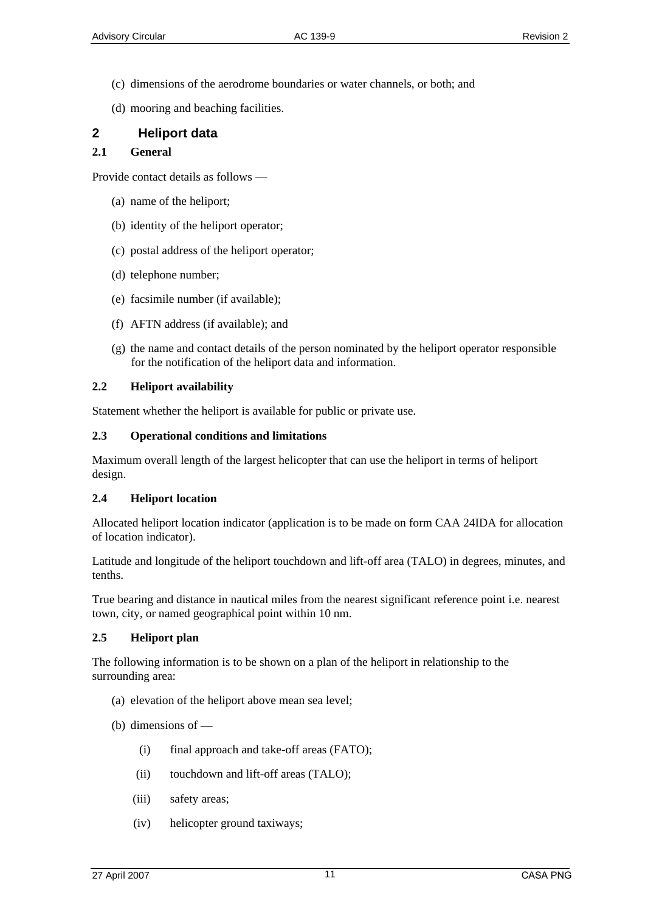(c) dimensions of the aerodrome boundaries or water channels, or both; and

(d) mooring and beaching facilities.

## 2 Heliport data

### 2.1 General

Provide contact details as follows —

(a) name of the heliport;

(b) identity of the heliport operator;

(c) postal address of the heliport operator;

(d) telephone number;

(e) facsimile number (if available);

(f) AFTN address (if available); and

(g) the name and contact details of the person nominated by the heliport operator responsible for the notification of the heliport data and information.

### 2.2 Heliport availability

Statement whether the heliport is available for public or private use.

### 2.3 Operational conditions and limitations

Maximum overall length of the largest helicopter that can use the heliport in terms of heliport design.

### 2.4 Heliport location

Allocated heliport location indicator (application is to be made on form CAA 24IDA for allocation of location indicator).

Latitude and longitude of the heliport touchdown and lift-off area (TALO) in degrees, minutes, and tenths.

True bearing and distance in nautical miles from the nearest significant reference point i.e. nearest town, city, or named geographical point within 10 nm.

### 2.5 Heliport plan

The following information is to be shown on a plan of the heliport in relationship to the surrounding area:

(a) elevation of the heliport above mean sea level;

(b) dimensions of —

   (i) final approach and take-off areas (FATO);

   (ii) touchdown and lift-off areas (TALO);

   (iii) safety areas;

   (iv) helicopter ground taxiways;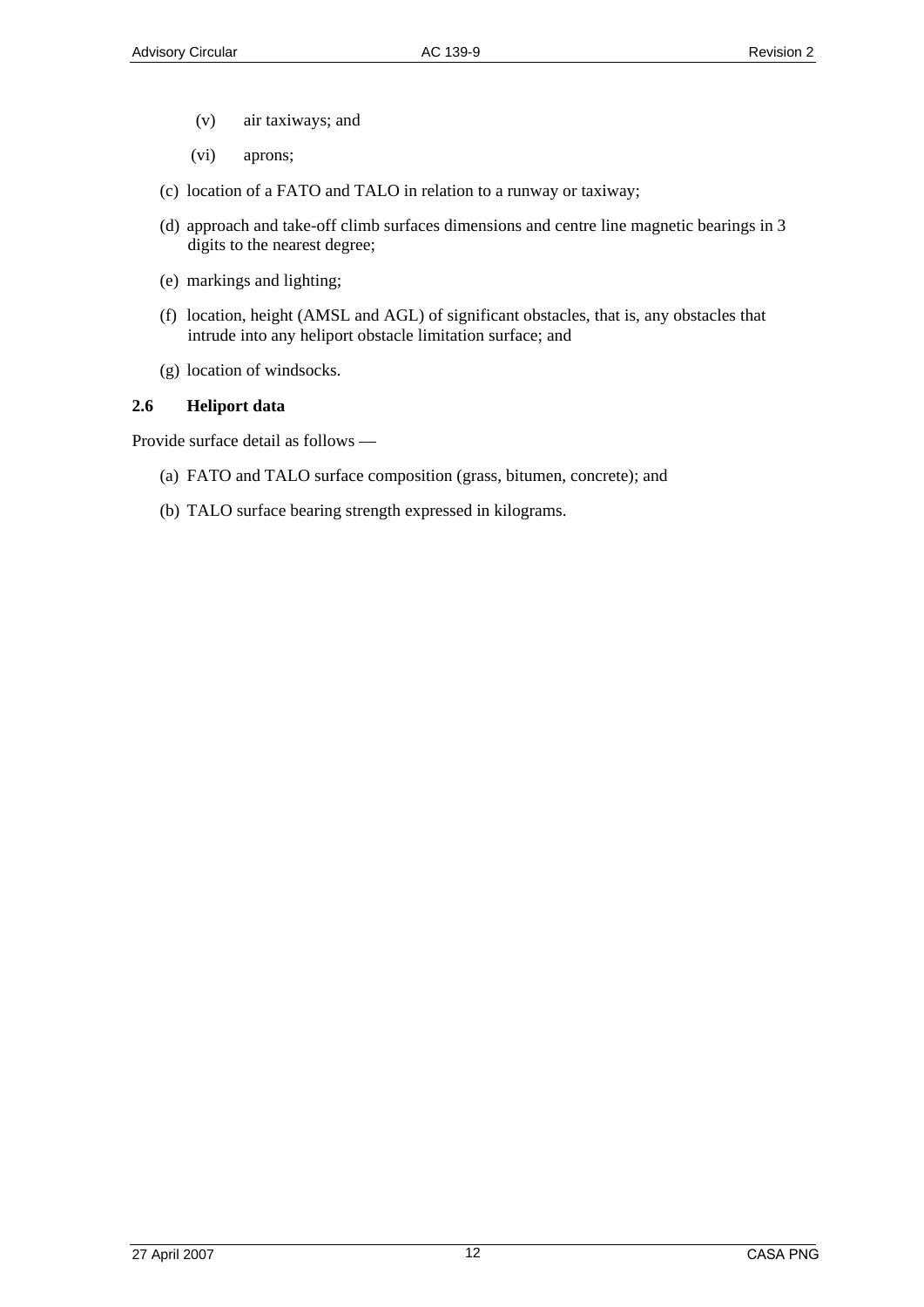(v) air taxiways; and

(vi) aprons;

(c) location of a FATO and TALO in relation to a runway or taxiway;

(d) approach and take-off climb surfaces dimensions and centre line magnetic bearings in 3 digits to the nearest degree;

(e) markings and lighting;

(f) location, height (AMSL and AGL) of significant obstacles, that is, any obstacles that intrude into any heliport obstacle limitation surface; and

(g) location of windsocks.

### 2.6 Heliport data

Provide surface detail as follows —

(a) FATO and TALO surface composition (grass, bitumen, concrete); and

(b) TALO surface bearing strength expressed in kilograms.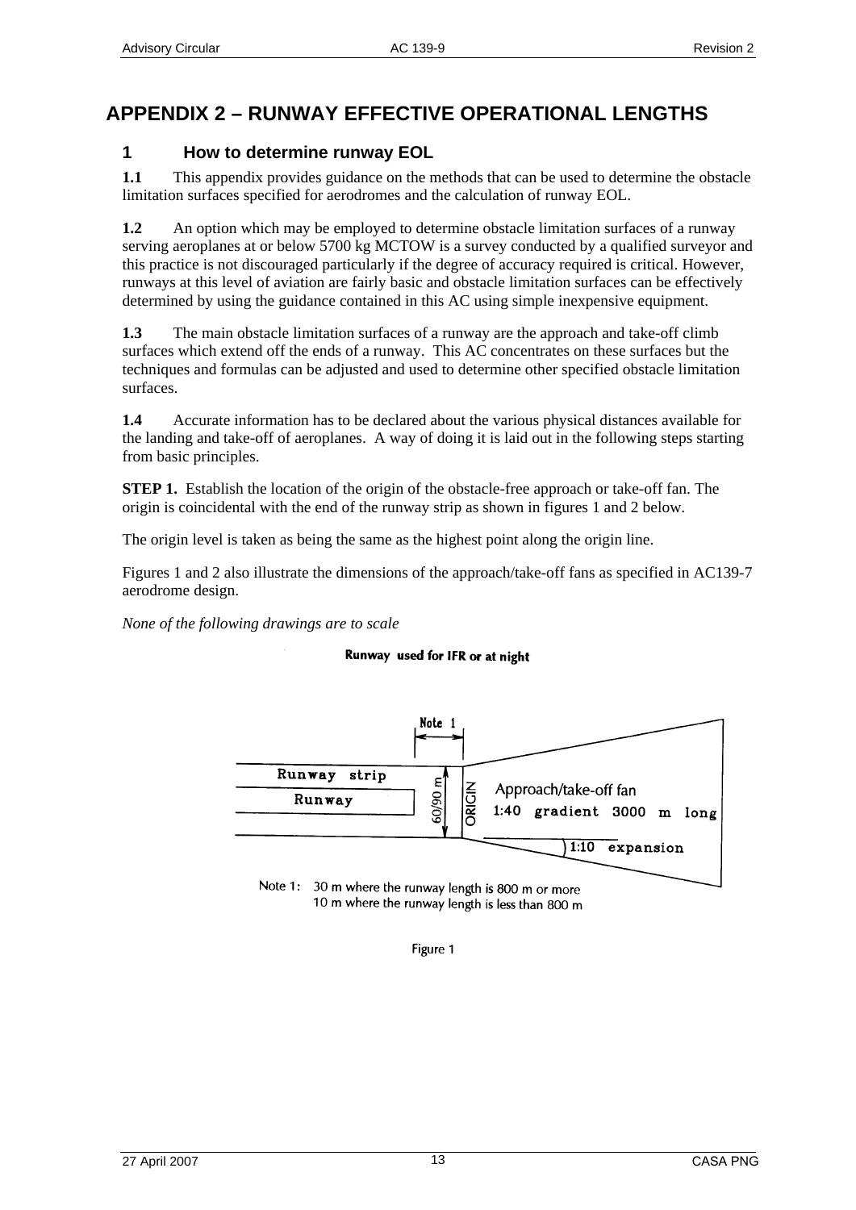# APPENDIX 2 – RUNWAY EFFECTIVE OPERATIONAL LENGTHS

## 1 How to determine runway EOL

**1.1** This appendix provides guidance on the methods that can be used to determine the obstacle limitation surfaces specified for aerodromes and the calculation of runway EOL.

**1.2** An option which may be employed to determine obstacle limitation surfaces of a runway serving aeroplanes at or below 5700 kg MCTOW is a survey conducted by a qualified surveyor and this practice is not discouraged particularly if the degree of accuracy required is critical. However, runways at this level of aviation are fairly basic and obstacle limitation surfaces can be effectively determined by using the guidance contained in this AC using simple inexpensive equipment.

**1.3** The main obstacle limitation surfaces of a runway are the approach and take-off climb surfaces which extend off the ends of a runway. This AC concentrates on these surfaces but the techniques and formulas can be adjusted and used to determine other specified obstacle limitation surfaces.

**1.4** Accurate information has to be declared about the various physical distances available for the landing and take-off of aeroplanes. A way of doing it is laid out in the following steps starting from basic principles.

**STEP 1.** Establish the location of the origin of the obstacle-free approach or take-off fan. The origin is coincidental with the end of the runway strip as shown in figures 1 and 2 below.

The origin level is taken as being the same as the highest point along the origin line.

Figures 1 and 2 also illustrate the dimensions of the approach/take-off fans as specified in AC139-7 aerodrome design.

*None of the following drawings are to scale*

**Runway used for IFR or at night**

Note 1 | Runway strip | Runway | 60/90 m | ORIGIN | Approach/take-off fan | 1:40 gradient 3000 m long | 1:10 expansion

Note 1: 30 m where the runway length is 800 m or more
10 m where the runway length is less than 800 m

Figure 1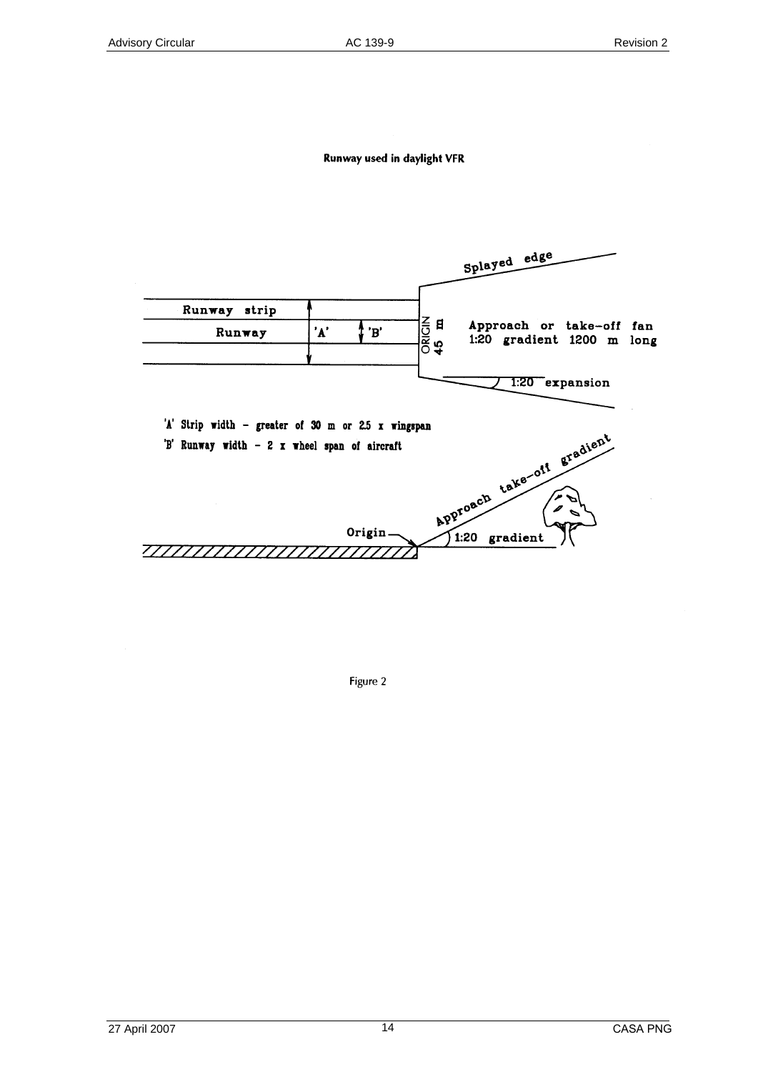**Runway used in daylight VFR**

Splayed edge

Runway strip

Runway

'A'

'B'

ORIGIN

45 m

Approach or take-off fan
1:20 gradient 1200 m long

1:20 expansion

'A' Strip width – greater of 30 m or 2.5 x wingspan

'B' Runway width – 2 x wheel span of aircraft

Approach take-off gradient

Origin

1:20 gradient

Figure 2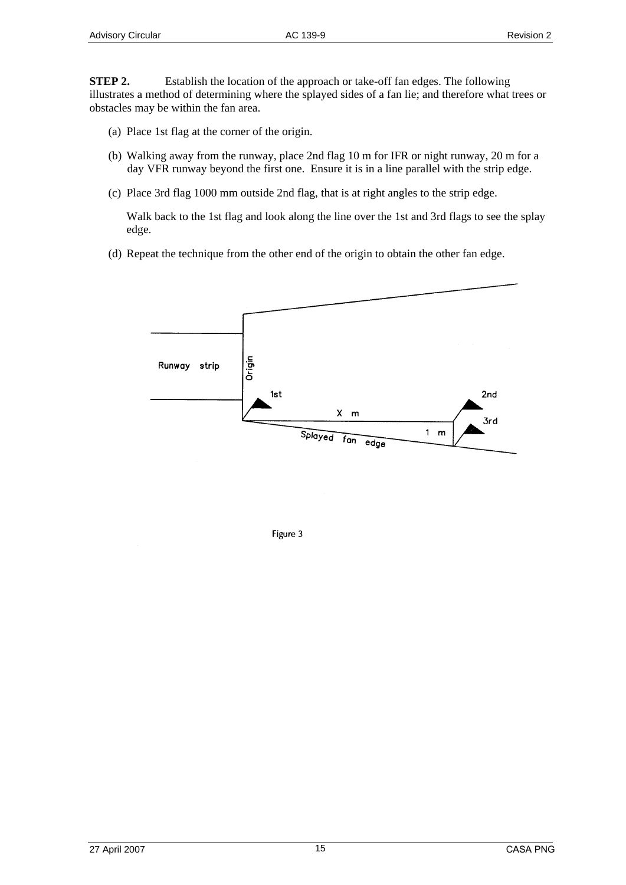**STEP 2.** Establish the location of the approach or take-off fan edges. The following illustrates a method of determining where the splayed sides of a fan lie; and therefore what trees or obstacles may be within the fan area.

(a) Place 1st flag at the corner of the origin.

(b) Walking away from the runway, place 2nd flag 10 m for IFR or night runway, 20 m for a day VFR runway beyond the first one. Ensure it is in a line parallel with the strip edge.

(c) Place 3rd flag 1000 mm outside 2nd flag, that is at right angles to the strip edge.

Walk back to the 1st flag and look along the line over the 1st and 3rd flags to see the splay edge.

(d) Repeat the technique from the other end of the origin to obtain the other fan edge.

Runway strip

Origin

1st

2nd

3rd

X m

1 m

Splayed fan edge

Figure 3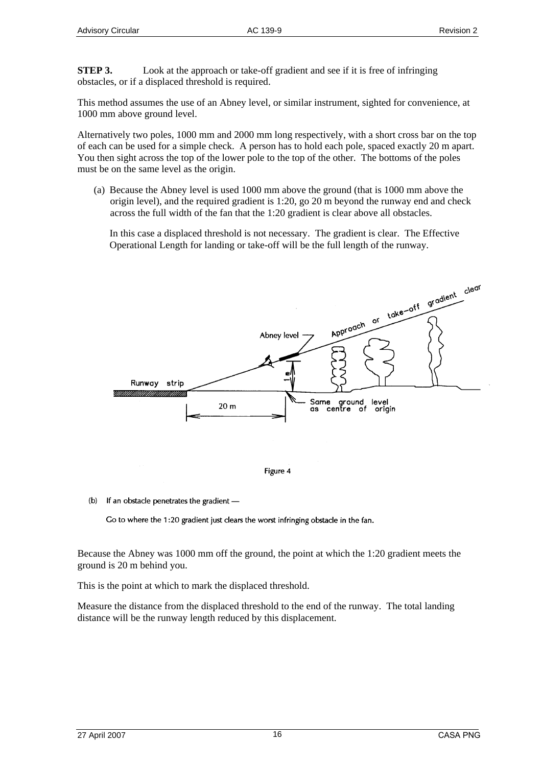**STEP 3.** Look at the approach or take-off gradient and see if it is free of infringing obstacles, or if a displaced threshold is required.

This method assumes the use of an Abney level, or similar instrument, sighted for convenience, at 1000 mm above ground level.

Alternatively two poles, 1000 mm and 2000 mm long respectively, with a short cross bar on the top of each can be used for a simple check. A person has to hold each pole, spaced exactly 20 m apart. You then sight across the top of the lower pole to the top of the other. The bottoms of the poles must be on the same level as the origin.

(a) Because the Abney level is used 1000 mm above the ground (that is 1000 mm above the origin level), and the required gradient is 1:20, go 20 m beyond the runway end and check across the full width of the fan that the 1:20 gradient is clear above all obstacles.

In this case a displaced threshold is not necessary. The gradient is clear. The Effective Operational Length for landing or take-off will be the full length of the runway.

Figure 4

(b) If an obstacle penetrates the gradient —

Go to where the 1:20 gradient just clears the worst infringing obstacle in the fan.

Because the Abney was 1000 mm off the ground, the point at which the 1:20 gradient meets the ground is 20 m behind you.

This is the point at which to mark the displaced threshold.

Measure the distance from the displaced threshold to the end of the runway. The total landing distance will be the runway length reduced by this displacement.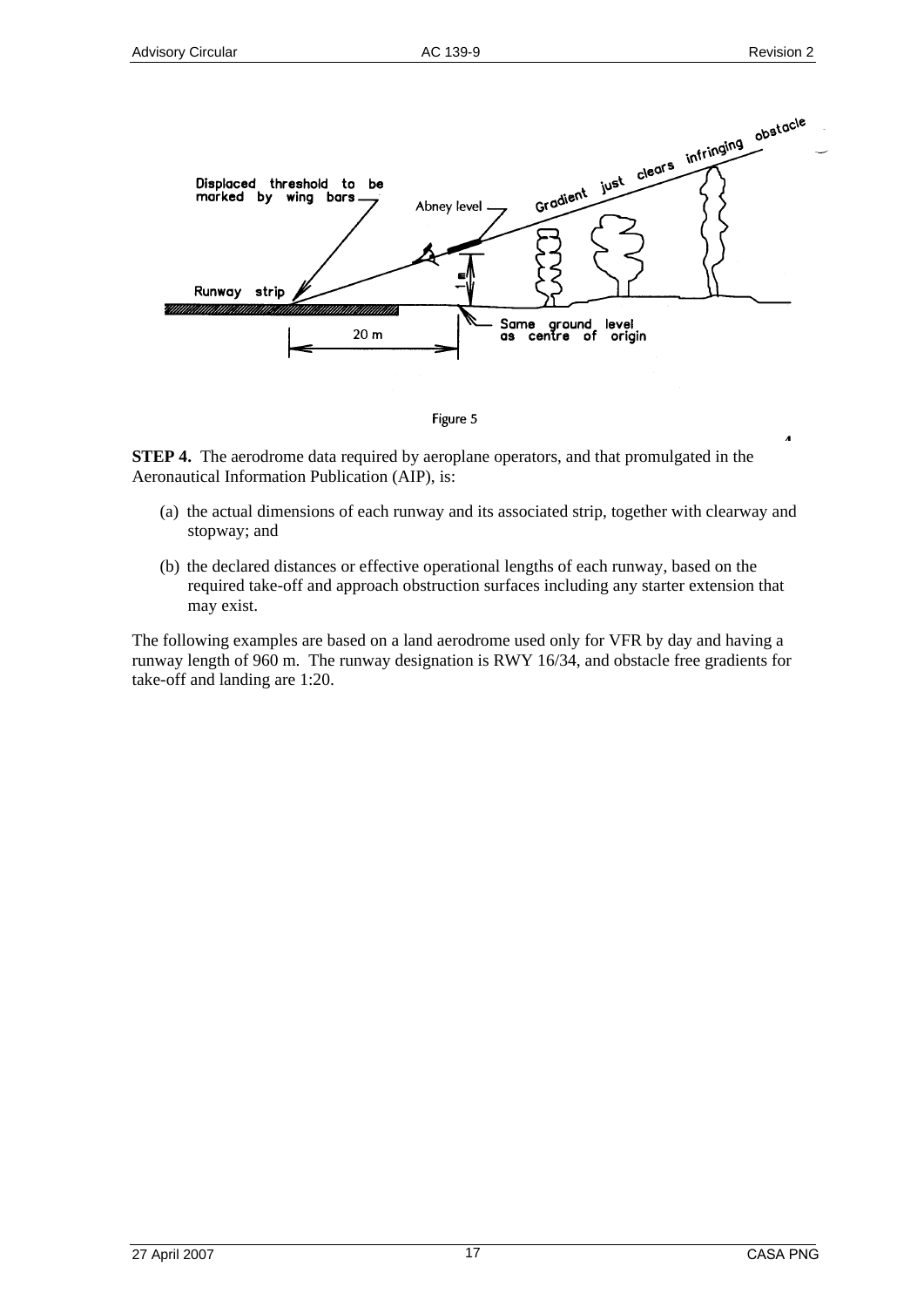Figure 5

**STEP 4.** The aerodrome data required by aeroplane operators, and that promulgated in the Aeronautical Information Publication (AIP), is:

(a) the actual dimensions of each runway and its associated strip, together with clearway and stopway; and

(b) the declared distances or effective operational lengths of each runway, based on the required take-off and approach obstruction surfaces including any starter extension that may exist.

The following examples are based on a land aerodrome used only for VFR by day and having a runway length of 960 m. The runway designation is RWY 16/34, and obstacle free gradients for take-off and landing are 1:20.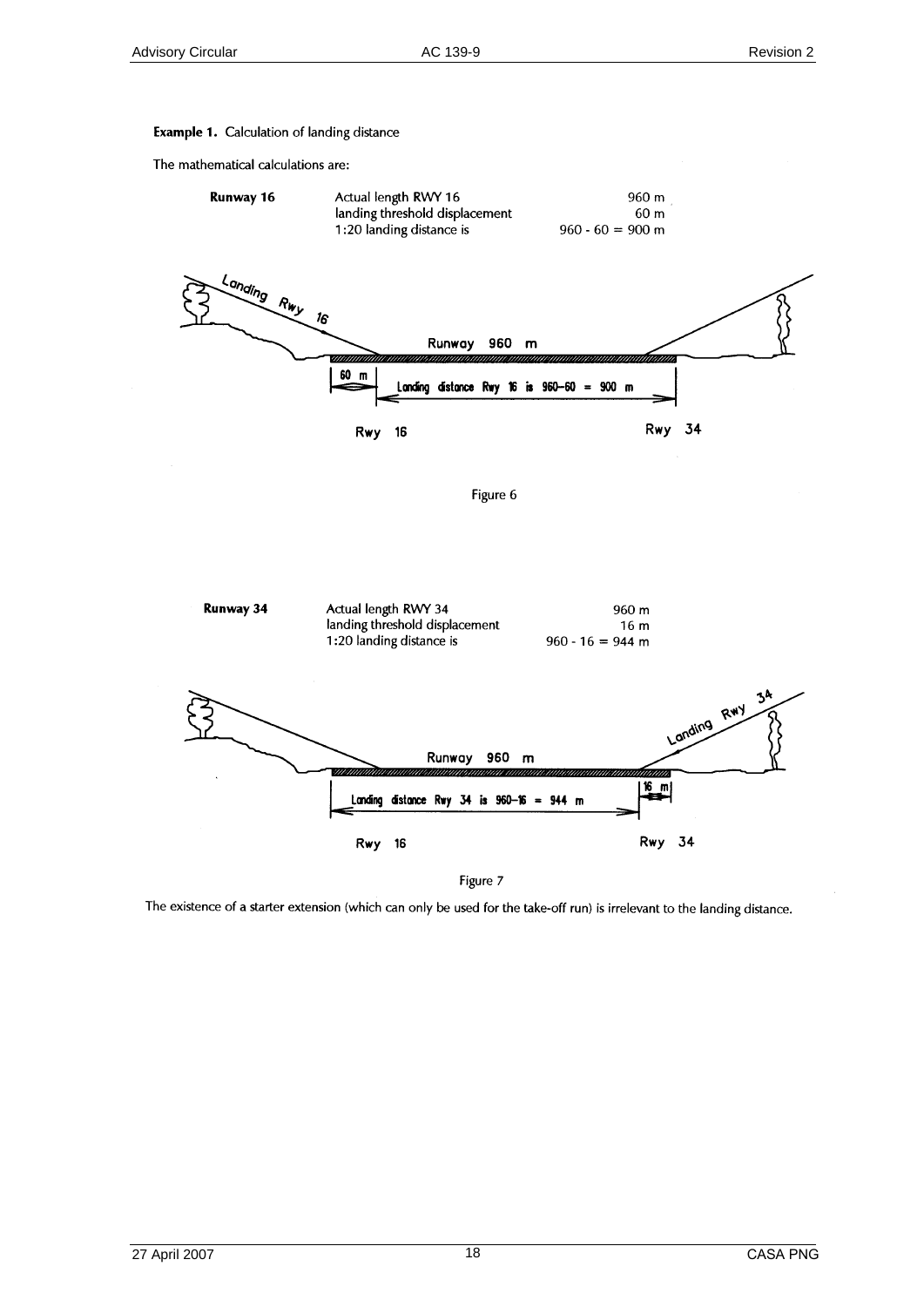**Example 1.** Calculation of landing distance

The mathematical calculations are:

| **Runway 16** | Actual length RWY 16 | 960 m |
|---|---|---|
| | landing threshold displacement | 60 m |
| | 1:20 landing distance is | 960 - 60 = 900 m |

Figure 6

| **Runway 34** | Actual length RWY 34 | 960 m |
|---|---|---|
| | landing threshold displacement | 16 m |
| | 1:20 landing distance is | 960 - 16 = 944 m |

Figure 7

The existence of a starter extension (which can only be used for the take-off run) is irrelevant to the landing distance.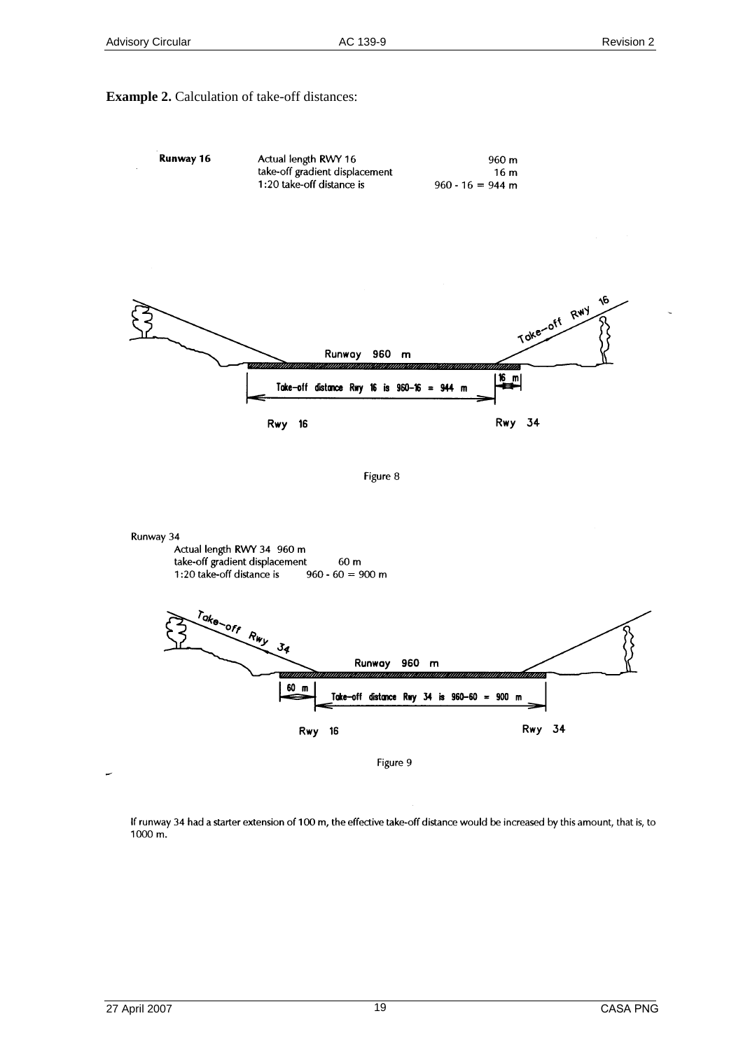**Example 2.** Calculation of take-off distances:

| **Runway 16** | Actual length RWY 16 | 960 m |
|---|---|---|
| | take-off gradient displacement | 16 m |
| | 1:20 take-off distance is | 960 - 16 = 944 m |

Figure 8

Runway 34

Actual length RWY 34 960 m
take-off gradient displacement 60 m
1:20 take-off distance is 960 - 60 = 900 m

Figure 9

If runway 34 had a starter extension of 100 m, the effective take-off distance would be increased by this amount, that is, to 1000 m.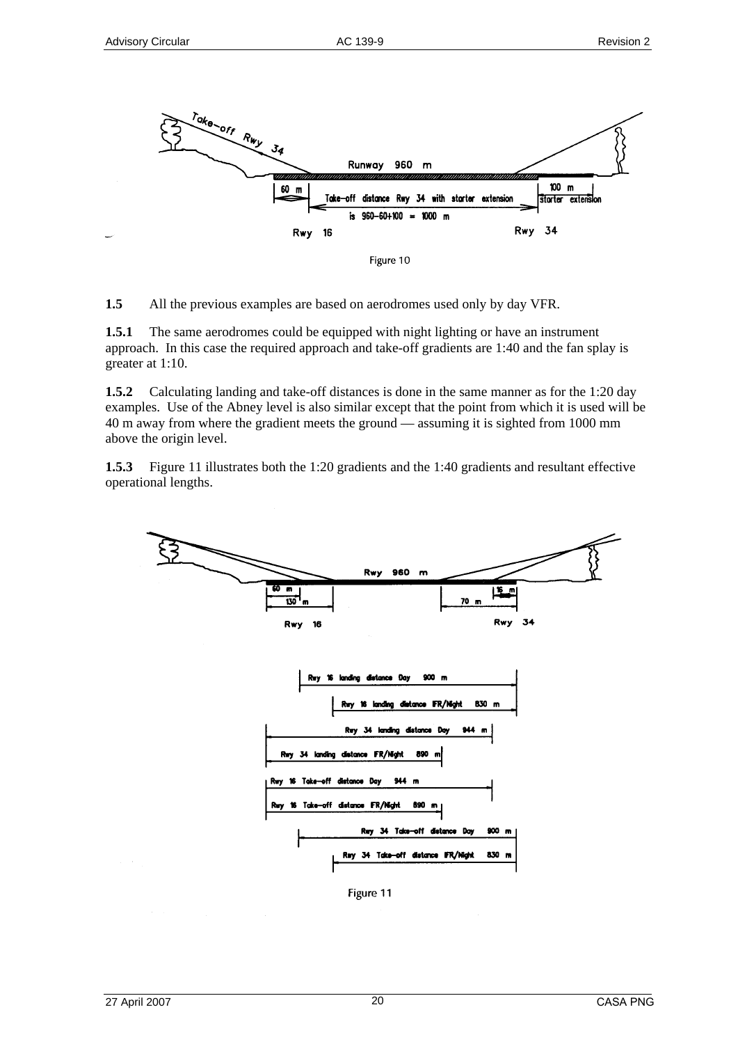Figure 10

**1.5** All the previous examples are based on aerodromes used only by day VFR.

**1.5.1** The same aerodromes could be equipped with night lighting or have an instrument approach. In this case the required approach and take-off gradients are 1:40 and the fan splay is greater at 1:10.

**1.5.2** Calculating landing and take-off distances is done in the same manner as for the 1:20 day examples. Use of the Abney level is also similar except that the point from which it is used will be 40 m away from where the gradient meets the ground — assuming it is sighted from 1000 mm above the origin level.

**1.5.3** Figure 11 illustrates both the 1:20 gradients and the 1:40 gradients and resultant effective operational lengths.

Figure 11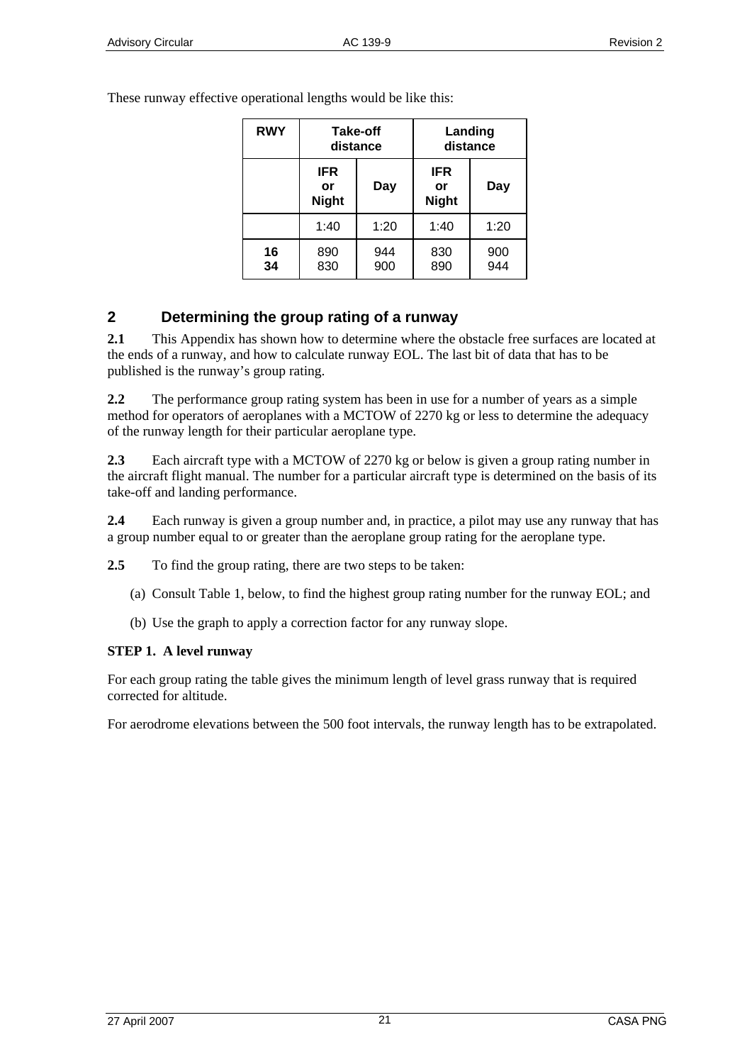These runway effective operational lengths would be like this:

| RWY | Take-off distance | | Landing distance | |
|---|---|---|---|---|
| | IFR or Night | Day | IFR or Night | Day |
| | 1:40 | 1:20 | 1:40 | 1:20 |
| **16** | 890 | 944 | 830 | 900 |
| **34** | 830 | 900 | 890 | 944 |

## 2 Determining the group rating of a runway

**2.1** This Appendix has shown how to determine where the obstacle free surfaces are located at the ends of a runway, and how to calculate runway EOL. The last bit of data that has to be published is the runway's group rating.

**2.2** The performance group rating system has been in use for a number of years as a simple method for operators of aeroplanes with a MCTOW of 2270 kg or less to determine the adequacy of the runway length for their particular aeroplane type.

**2.3** Each aircraft type with a MCTOW of 2270 kg or below is given a group rating number in the aircraft flight manual. The number for a particular aircraft type is determined on the basis of its take-off and landing performance.

**2.4** Each runway is given a group number and, in practice, a pilot may use any runway that has a group number equal to or greater than the aeroplane group rating for the aeroplane type.

**2.5** To find the group rating, there are two steps to be taken:

(a) Consult Table 1, below, to find the highest group rating number for the runway EOL; and

(b) Use the graph to apply a correction factor for any runway slope.

**STEP 1. A level runway**

For each group rating the table gives the minimum length of level grass runway that is required corrected for altitude.

For aerodrome elevations between the 500 foot intervals, the runway length has to be extrapolated.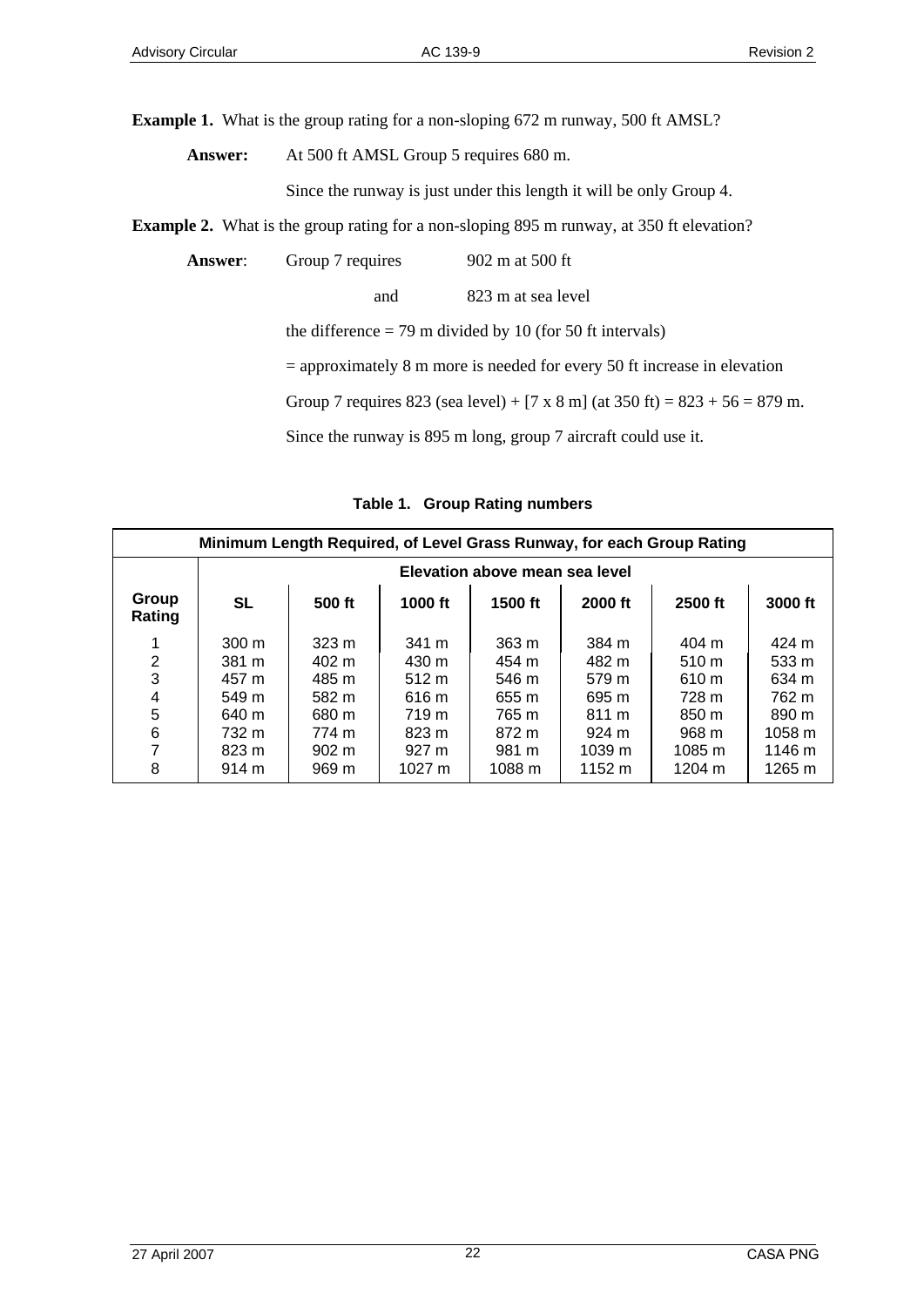**Example 1.** What is the group rating for a non-sloping 672 m runway, 500 ft AMSL?

**Answer:** At 500 ft AMSL Group 5 requires 680 m.

Since the runway is just under this length it will be only Group 4.

**Example 2.** What is the group rating for a non-sloping 895 m runway, at 350 ft elevation?

**Answer**: Group 7 requires 902 m at 500 ft

and 823 m at sea level

the difference = 79 m divided by 10 (for 50 ft intervals)

= approximately 8 m more is needed for every 50 ft increase in elevation

Group 7 requires 823 (sea level) + [7 x 8 m] (at 350 ft) = 823 + 56 = 879 m.

Since the runway is 895 m long, group 7 aircraft could use it.

**Table 1. Group Rating numbers**

| **Minimum Length Required, of Level Grass Runway, for each Group Rating** | | | | | | | |
|---|---|---|---|---|---|---|---|
| | **Elevation above mean sea level** | | | | | | |
| **Group Rating** | **SL** | **500 ft** | **1000 ft** | **1500 ft** | **2000 ft** | **2500 ft** | **3000 ft** |
| 1 | 300 m | 323 m | 341 m | 363 m | 384 m | 404 m | 424 m |
| 2 | 381 m | 402 m | 430 m | 454 m | 482 m | 510 m | 533 m |
| 3 | 457 m | 485 m | 512 m | 546 m | 579 m | 610 m | 634 m |
| 4 | 549 m | 582 m | 616 m | 655 m | 695 m | 728 m | 762 m |
| 5 | 640 m | 680 m | 719 m | 765 m | 811 m | 850 m | 890 m |
| 6 | 732 m | 774 m | 823 m | 872 m | 924 m | 968 m | 1058 m |
| 7 | 823 m | 902 m | 927 m | 981 m | 1039 m | 1085 m | 1146 m |
| 8 | 914 m | 969 m | 1027 m | 1088 m | 1152 m | 1204 m | 1265 m |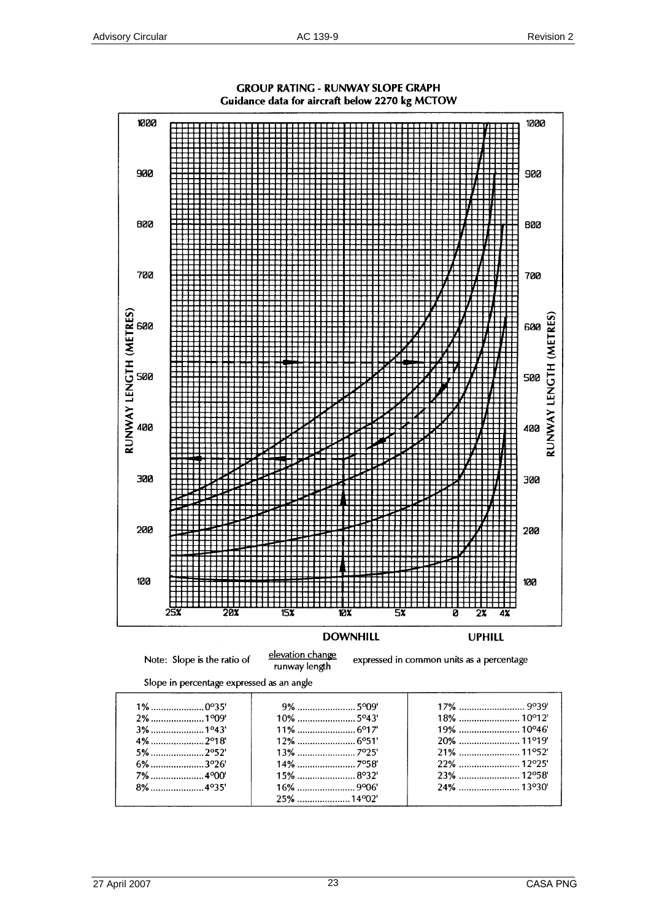**GROUP RATING - RUNWAY SLOPE GRAPH**
**Guidance data for aircraft below 2270 kg MCTOW**

RUNWAY LENGTH (METRES)

1000, 900, 800, 700, 600, 500, 400, 300, 200, 100

25%  20%  15%  10%  5%  0  2%  4%

**DOWNHILL** **UPHILL**

Note: Slope is the ratio of $\frac{\text{elevation change}}{\text{runway length}}$ expressed in common units as a percentage

Slope in percentage expressed as an angle

| | | |
|---|---|---|
| 1% .................... 0°35' | 9% .................... 5°09' | 17% .................... 9°39' |
| 2% .................... 1°09' | 10% .................... 5°43' | 18% .................... 10°12' |
| 3% .................... 1°43' | 11% .................... 6°17' | 19% .................... 10°46' |
| 4% .................... 2°18' | 12% .................... 6°51' | 20% .................... 11°19' |
| 5% .................... 2°52' | 13% .................... 7°25' | 21% .................... 11°52' |
| 6% .................... 3°26' | 14% .................... 7°58' | 22% .................... 12°25' |
| 7% .................... 4°00' | 15% .................... 8°32' | 23% .................... 12°58' |
| 8% .................... 4°35' | 16% .................... 9°06' | 24% .................... 13°30' |
| | 25% .................... 14°02' | |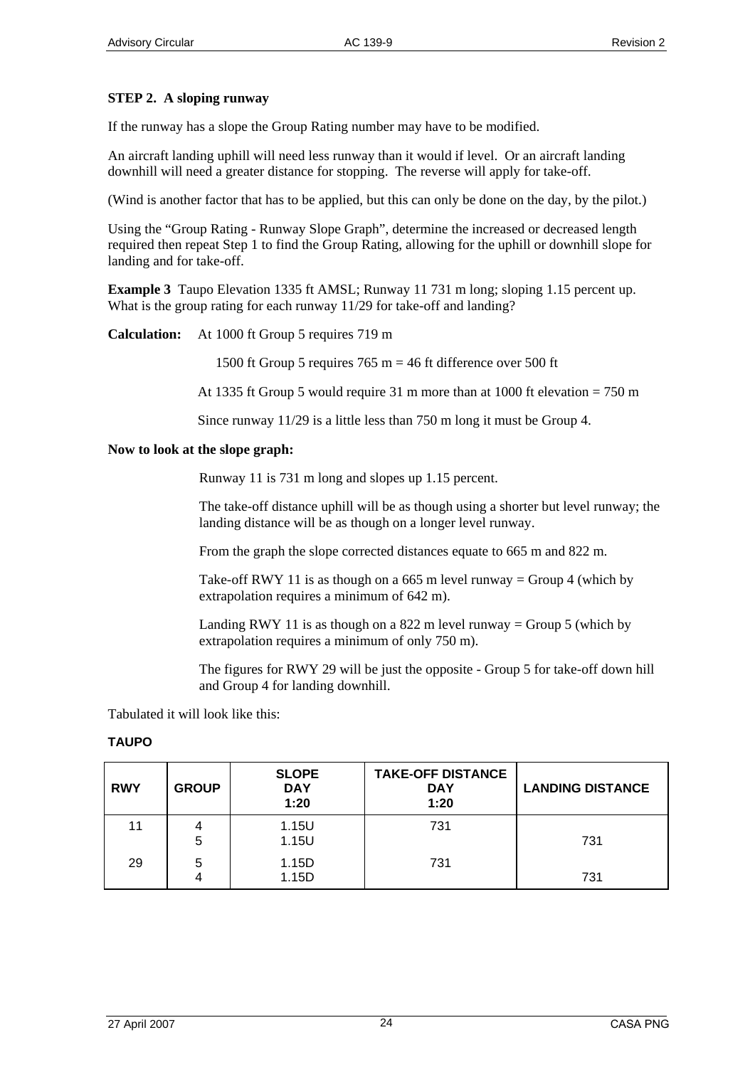### STEP 2. A sloping runway

If the runway has a slope the Group Rating number may have to be modified.

An aircraft landing uphill will need less runway than it would if level. Or an aircraft landing downhill will need a greater distance for stopping. The reverse will apply for take-off.

(Wind is another factor that has to be applied, but this can only be done on the day, by the pilot.)

Using the "Group Rating - Runway Slope Graph", determine the increased or decreased length required then repeat Step 1 to find the Group Rating, allowing for the uphill or downhill slope for landing and for take-off.

**Example 3** Taupo Elevation 1335 ft AMSL; Runway 11 731 m long; sloping 1.15 percent up. What is the group rating for each runway 11/29 for take-off and landing?

**Calculation:** At 1000 ft Group 5 requires 719 m

1500 ft Group 5 requires 765 m = 46 ft difference over 500 ft

At 1335 ft Group 5 would require 31 m more than at 1000 ft elevation = 750 m

Since runway 11/29 is a little less than 750 m long it must be Group 4.

**Now to look at the slope graph:**

Runway 11 is 731 m long and slopes up 1.15 percent.

The take-off distance uphill will be as though using a shorter but level runway; the landing distance will be as though on a longer level runway.

From the graph the slope corrected distances equate to 665 m and 822 m.

Take-off RWY 11 is as though on a 665 m level runway = Group 4 (which by extrapolation requires a minimum of 642 m).

Landing RWY 11 is as though on a 822 m level runway = Group 5 (which by extrapolation requires a minimum of only 750 m).

The figures for RWY 29 will be just the opposite - Group 5 for take-off down hill and Group 4 for landing downhill.

Tabulated it will look like this:

**TAUPO**

| RWY | GROUP | SLOPE DAY 1:20 | TAKE-OFF DISTANCE DAY 1:20 | LANDING DISTANCE |
|---|---|---|---|---|
| 11 | 4 | 1.15U | 731 | |
| | 5 | 1.15U | | 731 |
| 29 | 5 | 1.15D | 731 | |
| | 4 | 1.15D | | 731 |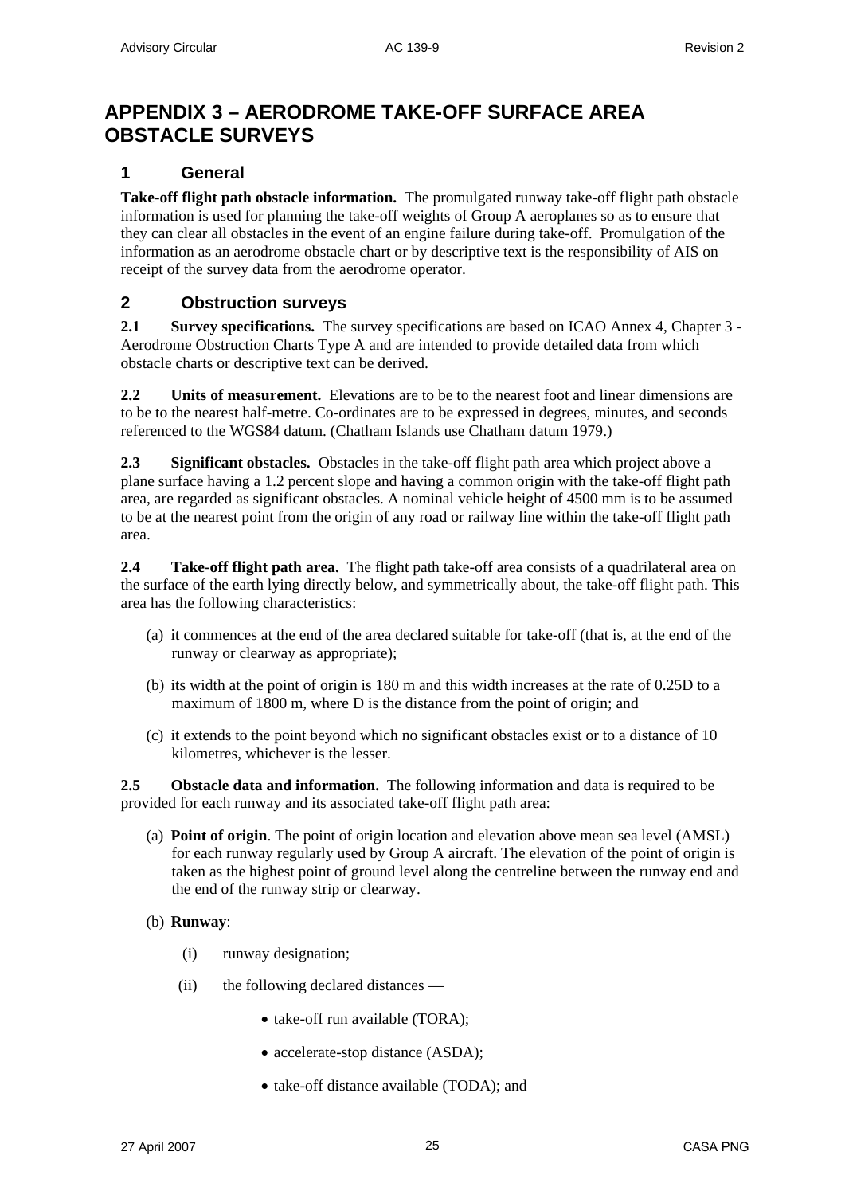# APPENDIX 3 – AERODROME TAKE-OFF SURFACE AREA OBSTACLE SURVEYS

## 1 General

**Take-off flight path obstacle information.** The promulgated runway take-off flight path obstacle information is used for planning the take-off weights of Group A aeroplanes so as to ensure that they can clear all obstacles in the event of an engine failure during take-off. Promulgation of the information as an aerodrome obstacle chart or by descriptive text is the responsibility of AIS on receipt of the survey data from the aerodrome operator.

## 2 Obstruction surveys

**2.1 Survey specifications.** The survey specifications are based on ICAO Annex 4, Chapter 3 - Aerodrome Obstruction Charts Type A and are intended to provide detailed data from which obstacle charts or descriptive text can be derived.

**2.2 Units of measurement.** Elevations are to be to the nearest foot and linear dimensions are to be to the nearest half-metre. Co-ordinates are to be expressed in degrees, minutes, and seconds referenced to the WGS84 datum. (Chatham Islands use Chatham datum 1979.)

**2.3 Significant obstacles.** Obstacles in the take-off flight path area which project above a plane surface having a 1.2 percent slope and having a common origin with the take-off flight path area, are regarded as significant obstacles. A nominal vehicle height of 4500 mm is to be assumed to be at the nearest point from the origin of any road or railway line within the take-off flight path area.

**2.4 Take-off flight path area.** The flight path take-off area consists of a quadrilateral area on the surface of the earth lying directly below, and symmetrically about, the take-off flight path. This area has the following characteristics:

(a) it commences at the end of the area declared suitable for take-off (that is, at the end of the runway or clearway as appropriate);

(b) its width at the point of origin is 180 m and this width increases at the rate of 0.25D to a maximum of 1800 m, where D is the distance from the point of origin; and

(c) it extends to the point beyond which no significant obstacles exist or to a distance of 10 kilometres, whichever is the lesser.

**2.5 Obstacle data and information.** The following information and data is required to be provided for each runway and its associated take-off flight path area:

(a) **Point of origin**. The point of origin location and elevation above mean sea level (AMSL) for each runway regularly used by Group A aircraft. The elevation of the point of origin is taken as the highest point of ground level along the centreline between the runway end and the end of the runway strip or clearway.

(b) **Runway**:

(i) runway designation;

(ii) the following declared distances —

- take-off run available (TORA);
- accelerate-stop distance (ASDA);
- take-off distance available (TODA); and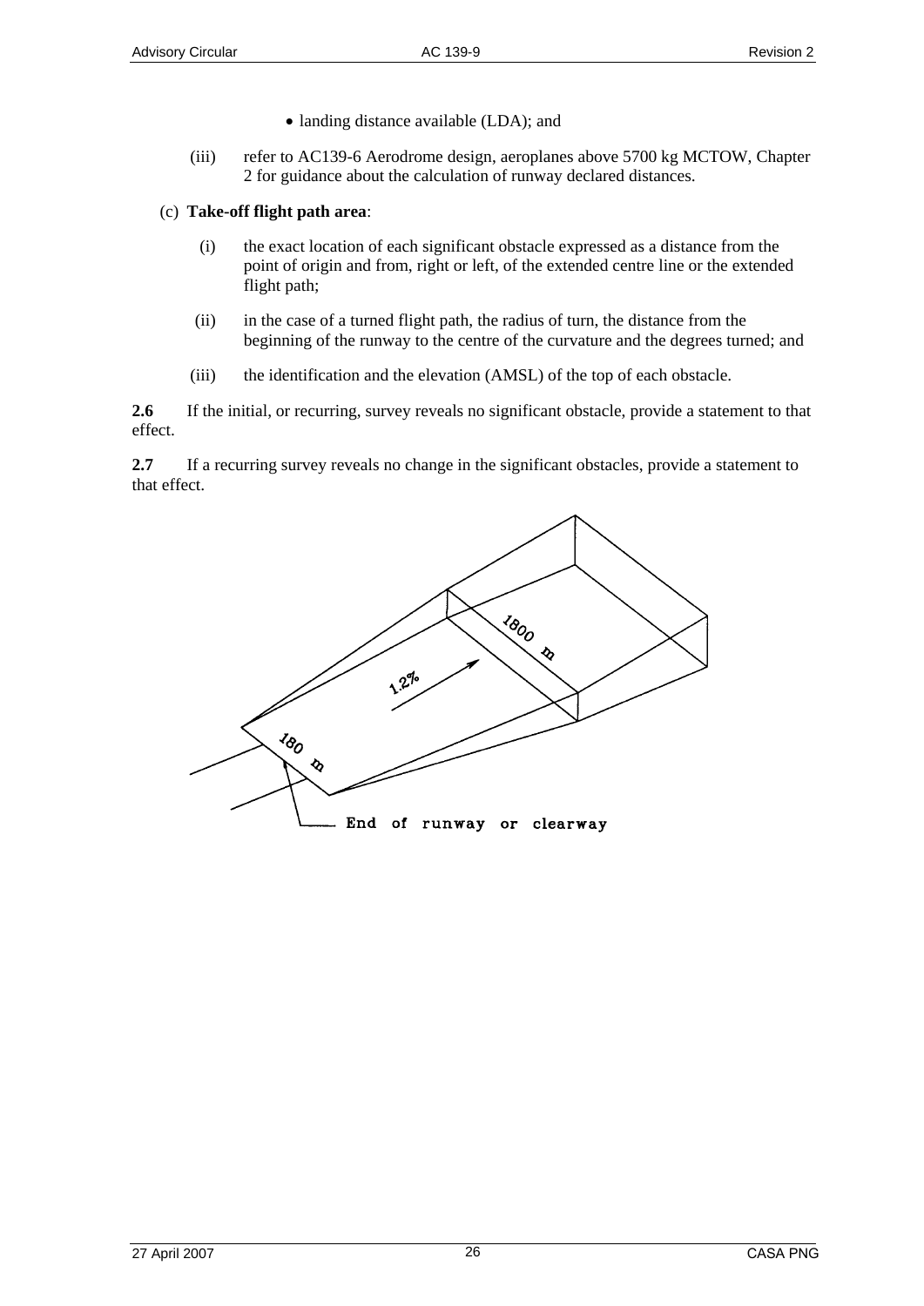- landing distance available (LDA); and

(iii) refer to AC139-6 Aerodrome design, aeroplanes above 5700 kg MCTOW, Chapter 2 for guidance about the calculation of runway declared distances.

(c) **Take-off flight path area**:

(i) the exact location of each significant obstacle expressed as a distance from the point of origin and from, right or left, of the extended centre line or the extended flight path;

(ii) in the case of a turned flight path, the radius of turn, the distance from the beginning of the runway to the centre of the curvature and the degrees turned; and

(iii) the identification and the elevation (AMSL) of the top of each obstacle.

**2.6** If the initial, or recurring, survey reveals no significant obstacle, provide a statement to that effect.

**2.7** If a recurring survey reveals no change in the significant obstacles, provide a statement to that effect.

1800 m

1.2%

180 m

End of runway or clearway